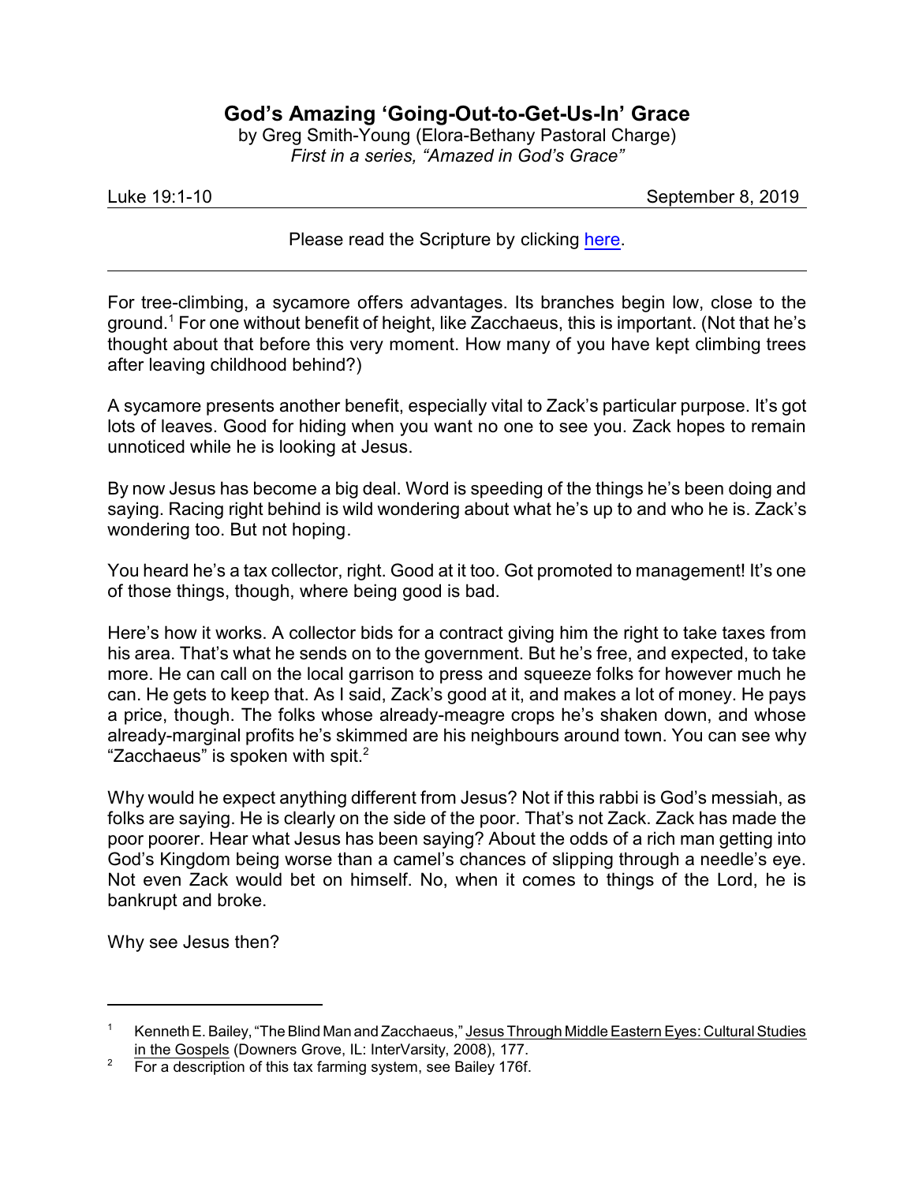# God's Amazing 'Going-Out-to-Get-Us-In' Grace

by Greg Smith-Young (Elora-Bethany Pastoral Charge)
*First in a series, "Amazed in God's Grace"*

Luke 19:1-10 September 8, 2019

Please read the Scripture by clicking here.

---

For tree-climbing, a sycamore offers advantages. Its branches begin low, close to the ground.[1] For one without benefit of height, like Zacchaeus, this is important. (Not that he's thought about that before this very moment. How many of you have kept climbing trees after leaving childhood behind?)

A sycamore presents another benefit, especially vital to Zack's particular purpose. It's got lots of leaves. Good for hiding when you want no one to see you. Zack hopes to remain unnoticed while he is looking at Jesus.

By now Jesus has become a big deal. Word is speeding of the things he's been doing and saying. Racing right behind is wild wondering about what he's up to and who he is. Zack's wondering too. But not hoping.

You heard he's a tax collector, right. Good at it too. Got promoted to management! It's one of those things, though, where being good is bad.

Here's how it works. A collector bids for a contract giving him the right to take taxes from his area. That's what he sends on to the government. But he's free, and expected, to take more. He can call on the local garrison to press and squeeze folks for however much he can. He gets to keep that. As I said, Zack's good at it, and makes a lot of money. He pays a price, though. The folks whose already-meagre crops he's shaken down, and whose already-marginal profits he's skimmed are his neighbours around town. You can see why "Zacchaeus" is spoken with spit.[2]

Why would he expect anything different from Jesus? Not if this rabbi is God's messiah, as folks are saying. He is clearly on the side of the poor. That's not Zack. Zack has made the poor poorer. Hear what Jesus has been saying? About the odds of a rich man getting into God's Kingdom being worse than a camel's chances of slipping through a needle's eye. Not even Zack would bet on himself. No, when it comes to things of the Lord, he is bankrupt and broke.

Why see Jesus then?

---

[1] Kenneth E. Bailey, "The Blind Man and Zacchaeus," Jesus Through Middle Eastern Eyes: Cultural Studies in the Gospels (Downers Grove, IL: InterVarsity, 2008), 177.

[2] For a description of this tax farming system, see Bailey 176f.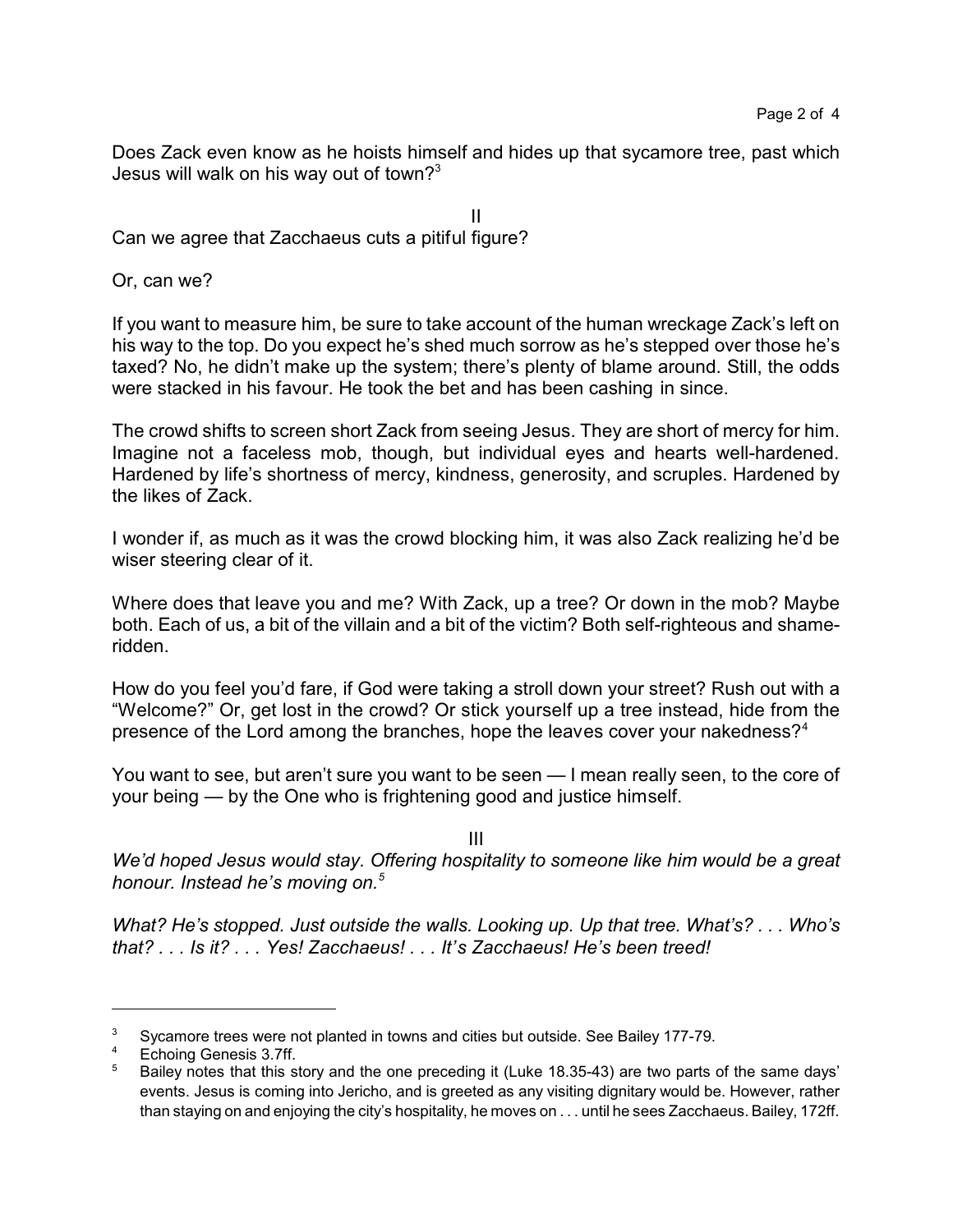Does Zack even know as he hoists himself and hides up that sycamore tree, past which Jesus will walk on his way out of town?[3]

II

Can we agree that Zacchaeus cuts a pitiful figure?

Or, can we?

If you want to measure him, be sure to take account of the human wreckage Zack's left on his way to the top. Do you expect he's shed much sorrow as he's stepped over those he's taxed? No, he didn't make up the system; there's plenty of blame around. Still, the odds were stacked in his favour. He took the bet and has been cashing in since.

The crowd shifts to screen short Zack from seeing Jesus. They are short of mercy for him. Imagine not a faceless mob, though, but individual eyes and hearts well-hardened. Hardened by life's shortness of mercy, kindness, generosity, and scruples. Hardened by the likes of Zack.

I wonder if, as much as it was the crowd blocking him, it was also Zack realizing he'd be wiser steering clear of it.

Where does that leave you and me? With Zack, up a tree? Or down in the mob? Maybe both. Each of us, a bit of the villain and a bit of the victim? Both self-righteous and shame-ridden.

How do you feel you'd fare, if God were taking a stroll down your street? Rush out with a "Welcome?" Or, get lost in the crowd? Or stick yourself up a tree instead, hide from the presence of the Lord among the branches, hope the leaves cover your nakedness?[4]

You want to see, but aren't sure you want to be seen — I mean really seen, to the core of your being — by the One who is frightening good and justice himself.

III

*We'd hoped Jesus would stay. Offering hospitality to someone like him would be a great honour. Instead he's moving on.*[5]

*What? He's stopped. Just outside the walls. Looking up. Up that tree. What's? . . . Who's that? . . . Is it? . . . Yes! Zacchaeus! . . . It's Zacchaeus! He's been treed!*

---

[3] Sycamore trees were not planted in towns and cities but outside. See Bailey 177-79.

[4] Echoing Genesis 3.7ff.

[5] Bailey notes that this story and the one preceding it (Luke 18.35-43) are two parts of the same days' events. Jesus is coming into Jericho, and is greeted as any visiting dignitary would be. However, rather than staying on and enjoying the city's hospitality, he moves on . . . until he sees Zacchaeus. Bailey, 172ff.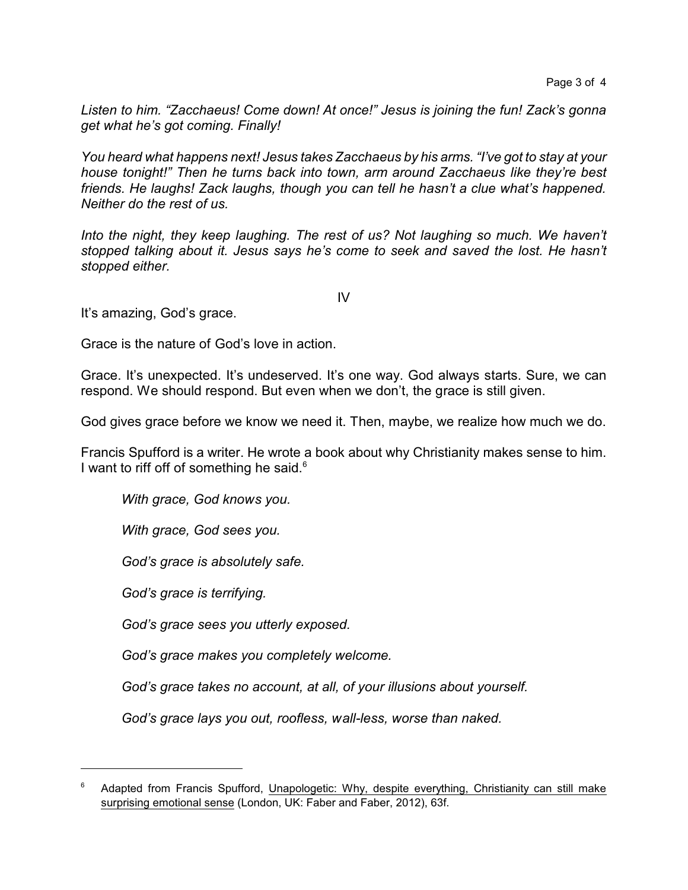*Listen to him. "Zacchaeus! Come down! At once!" Jesus is joining the fun! Zack's gonna get what he's got coming. Finally!*

*You heard what happens next! Jesus takes Zacchaeus by his arms. "I've got to stay at your house tonight!" Then he turns back into town, arm around Zacchaeus like they're best friends. He laughs! Zack laughs, though you can tell he hasn't a clue what's happened. Neither do the rest of us.*

*Into the night, they keep laughing. The rest of us? Not laughing so much. We haven't stopped talking about it. Jesus says he's come to seek and saved the lost. He hasn't stopped either.*

IV

It's amazing, God's grace.

Grace is the nature of God's love in action.

Grace. It's unexpected. It's undeserved. It's one way. God always starts. Sure, we can respond. We should respond. But even when we don't, the grace is still given.

God gives grace before we know we need it. Then, maybe, we realize how much we do.

Francis Spufford is a writer. He wrote a book about why Christianity makes sense to him. I want to riff off of something he said.[6]

> *With grace, God knows you.*
>
> *With grace, God sees you.*
>
> *God's grace is absolutely safe.*
>
> *God's grace is terrifying.*
>
> *God's grace sees you utterly exposed.*
>
> *God's grace makes you completely welcome.*
>
> *God's grace takes no account, at all, of your illusions about yourself.*
>
> *God's grace lays you out, roofless, wall-less, worse than naked.*

---

[6] Adapted from Francis Spufford, Unapologetic: Why, despite everything, Christianity can still make surprising emotional sense (London, UK: Faber and Faber, 2012), 63f.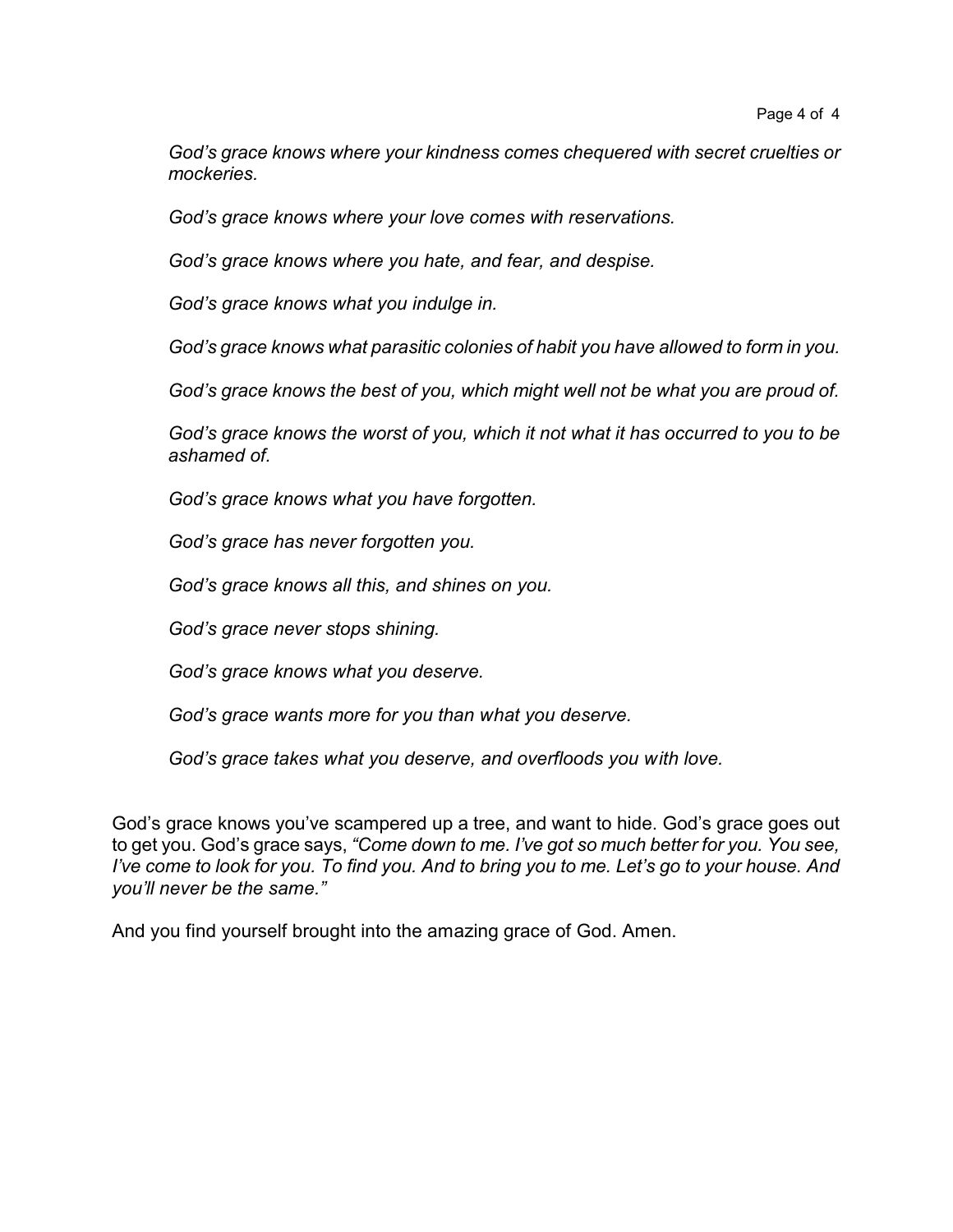*God's grace knows where your kindness comes chequered with secret cruelties or mockeries.*

*God's grace knows where your love comes with reservations.*

*God's grace knows where you hate, and fear, and despise.*

*God's grace knows what you indulge in.*

*God's grace knows what parasitic colonies of habit you have allowed to form in you.*

*God's grace knows the best of you, which might well not be what you are proud of.*

*God's grace knows the worst of you, which it not what it has occurred to you to be ashamed of.*

*God's grace knows what you have forgotten.*

*God's grace has never forgotten you.*

*God's grace knows all this, and shines on you.*

*God's grace never stops shining.*

*God's grace knows what you deserve.*

*God's grace wants more for you than what you deserve.*

*God's grace takes what you deserve, and overfloods you with love.*

God's grace knows you've scampered up a tree, and want to hide. God's grace goes out to get you. God's grace says, *"Come down to me. I've got so much better for you. You see, I've come to look for you. To find you. And to bring you to me. Let's go to your house. And you'll never be the same."*

And you find yourself brought into the amazing grace of God. Amen.